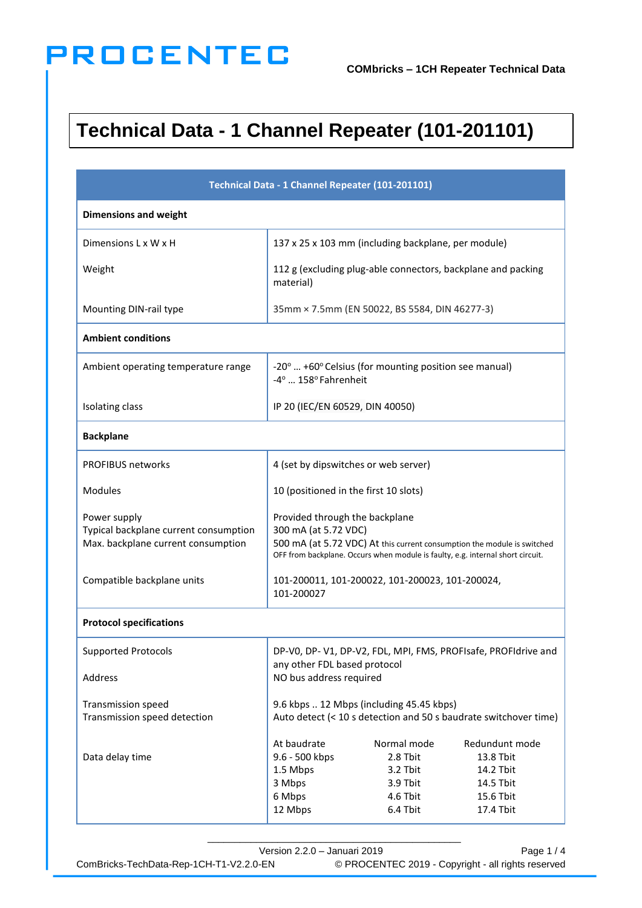# Technical Data - 1 Channel Repeater (101-201101)

| Technical Data - 1 Channel Repeater (101-201101) | |
|---|---|
| **Dimensions and weight** | |
| Dimensions L x W x H | 137 x 25 x 103 mm (including backplane, per module) |
| Weight | 112 g (excluding plug-able connectors, backplane and packing material) |
| Mounting DIN-rail type | 35mm × 7.5mm (EN 50022, BS 5584, DIN 46277-3) |
| **Ambient conditions** | |
| Ambient operating temperature range | -20° … +60° Celsius (for mounting position see manual)<br>-4° … 158° Fahrenheit |
| Isolating class | IP 20 (IEC/EN 60529, DIN 40050) |
| **Backplane** | |
| PROFIBUS networks | 4 (set by dipswitches or web server) |
| Modules | 10 (positioned in the first 10 slots) |
| Power supply<br>Typical backplane current consumption<br>Max. backplane current consumption | Provided through the backplane<br>300 mA (at 5.72 VDC)<br>500 mA (at 5.72 VDC) At this current consumption the module is switched OFF from backplane. Occurs when module is faulty, e.g. internal short circuit. |
| Compatible backplane units | 101-200011, 101-200022, 101-200023, 101-200024, 101-200027 |
| **Protocol specifications** | |
| Supported Protocols | DP-V0, DP- V1, DP-V2, FDL, MPI, FMS, PROFIsafe, PROFIdrive and any other FDL based protocol |
| Address | NO bus address required |
| Transmission speed<br>Transmission speed detection | 9.6 kbps .. 12 Mbps (including 45.45 kbps)<br>Auto detect (< 10 s detection and 50 s baudrate switchover time) |
| Data delay time | At baudrate / Normal mode / Redundunt mode<br>9.6 - 500 kbps: 2.8 Tbit / 13.8 Tbit<br>1.5 Mbps: 3.2 Tbit / 14.2 Tbit<br>3 Mbps: 3.9 Tbit / 14.5 Tbit<br>6 Mbps: 4.6 Tbit / 15.6 Tbit<br>12 Mbps: 6.4 Tbit / 17.4 Tbit |

Version 2.2.0 – Januari 2019

ComBricks-TechData-Rep-1CH-T1-V2.2.0-EN © PROCENTEC 2019 - Copyright - all rights reserved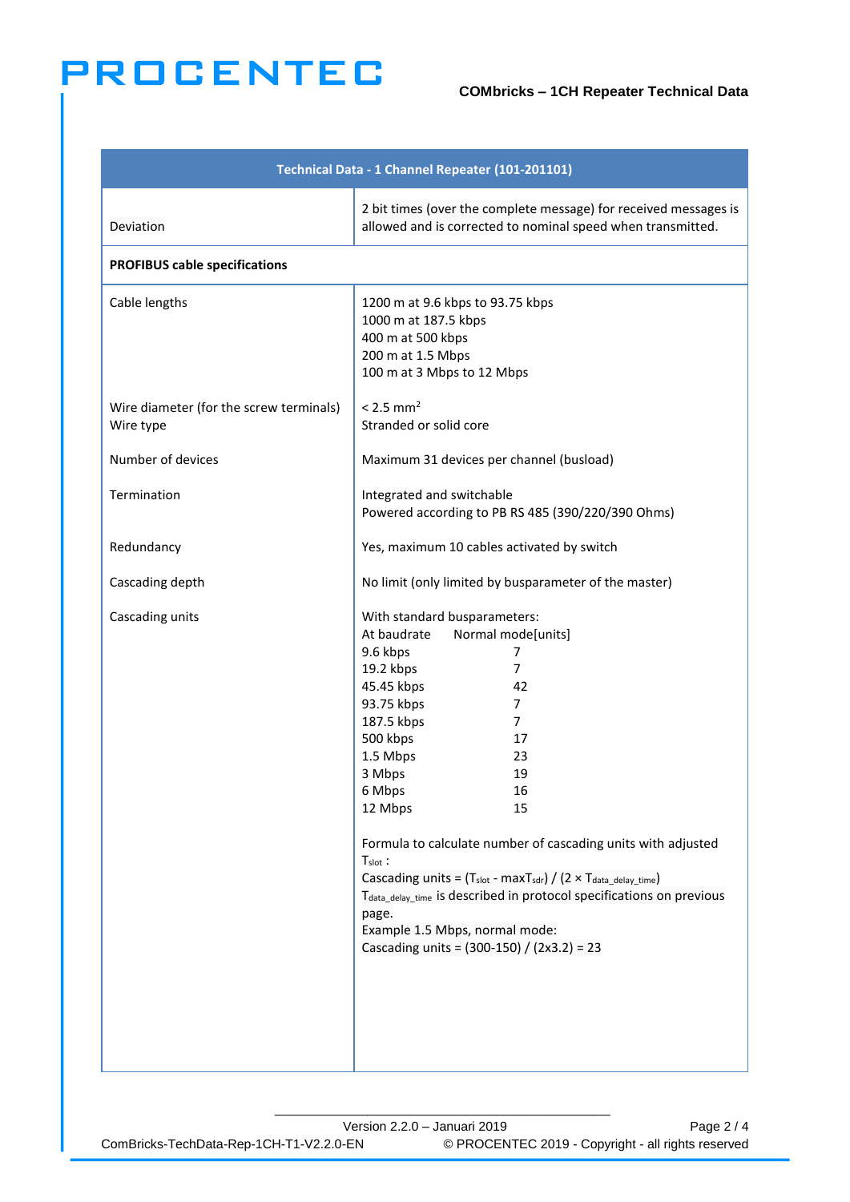| Technical Data - 1 Channel Repeater (101-201101) | |
|---|---|
| Deviation | 2 bit times (over the complete message) for received messages is allowed and is corrected to nominal speed when transmitted. |
| **PROFIBUS cable specifications** | |
| Cable lengths | 1200 m at 9.6 kbps to 93.75 kbps<br>1000 m at 187.5 kbps<br>400 m at 500 kbps<br>200 m at 1.5 Mbps<br>100 m at 3 Mbps to 12 Mbps |
| Wire diameter (for the screw terminals)<br>Wire type | < 2.5 $mm^2$<br>Stranded or solid core |
| Number of devices | Maximum 31 devices per channel (busload) |
| Termination | Integrated and switchable<br>Powered according to PB RS 485 (390/220/390 Ohms) |
| Redundancy | Yes, maximum 10 cables activated by switch |
| Cascading depth | No limit (only limited by busparameter of the master) |
| Cascading units | With standard busparameters:<br>At baudrate — Normal mode[units]<br>9.6 kbps — 7<br>19.2 kbps — 7<br>45.45 kbps — 42<br>93.75 kbps — 7<br>187.5 kbps — 7<br>500 kbps — 17<br>1.5 Mbps — 23<br>3 Mbps — 19<br>6 Mbps — 16<br>12 Mbps — 15<br><br>Formula to calculate number of cascading units with adjusted $T_{slot}$ :<br>Cascading units = ($T_{slot}$ - max$T_{sdr}$) / (2 × $T_{data\_delay\_time}$)<br>$T_{data\_delay\_time}$ is described in protocol specifications on previous page.<br>Example 1.5 Mbps, normal mode:<br>Cascading units = (300-150) / (2x3.2) = 23 |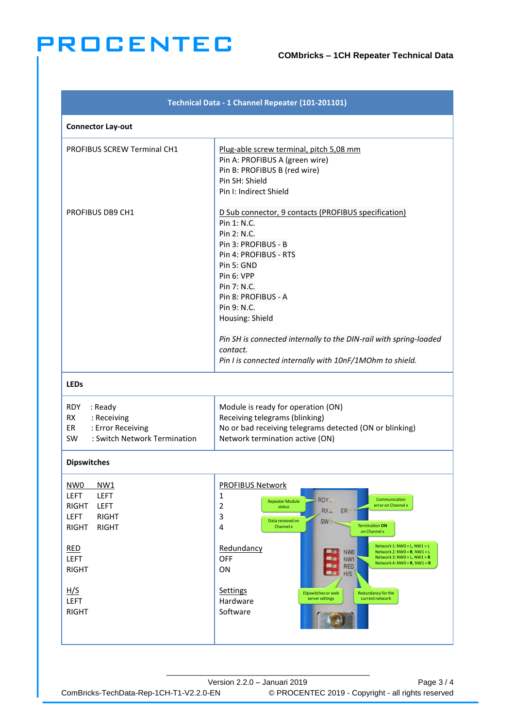| Technical Data - 1 Channel Repeater (101-201101) | |
|---|---|
| **Connector Lay-out** | |
| PROFIBUS SCREW Terminal CH1 | Plug-able screw terminal, pitch 5,08 mm<br>Pin A: PROFIBUS A (green wire)<br>Pin B: PROFIBUS B (red wire)<br>Pin SH: Shield<br>Pin I: Indirect Shield |
| PROFIBUS DB9 CH1 | D Sub connector, 9 contacts (PROFIBUS specification)<br>Pin 1: N.C.<br>Pin 2: N.C.<br>Pin 3: PROFIBUS - B<br>Pin 4: PROFIBUS - RTS<br>Pin 5: GND<br>Pin 6: VPP<br>Pin 7: N.C.<br>Pin 8: PROFIBUS - A<br>Pin 9: N.C.<br>Housing: Shield<br><br>*Pin SH is connected internally to the DIN-rail with spring-loaded contact.*<br>*Pin I is connected internally with 10nF/1MOhm to shield.* |
| **LEDs** | |
| RDY : Ready<br>RX : Receiving<br>ER : Error Receiving<br>SW : Switch Network Termination | Module is ready for operation (ON)<br>Receiving telegrams (blinking)<br>No or bad receiving telegrams detected (ON or blinking)<br>Network termination active (ON) |
| **Dipswitches** | |
| NW0 NW1<br>LEFT LEFT<br>RIGHT LEFT<br>LEFT RIGHT<br>RIGHT RIGHT | PROFIBUS Network<br>1<br>2<br>3<br>4 |
| RED<br>LEFT<br>RIGHT | Redundancy<br>OFF<br>ON |
| H/S<br>LEFT<br>RIGHT | Settings<br>Hardware<br>Software |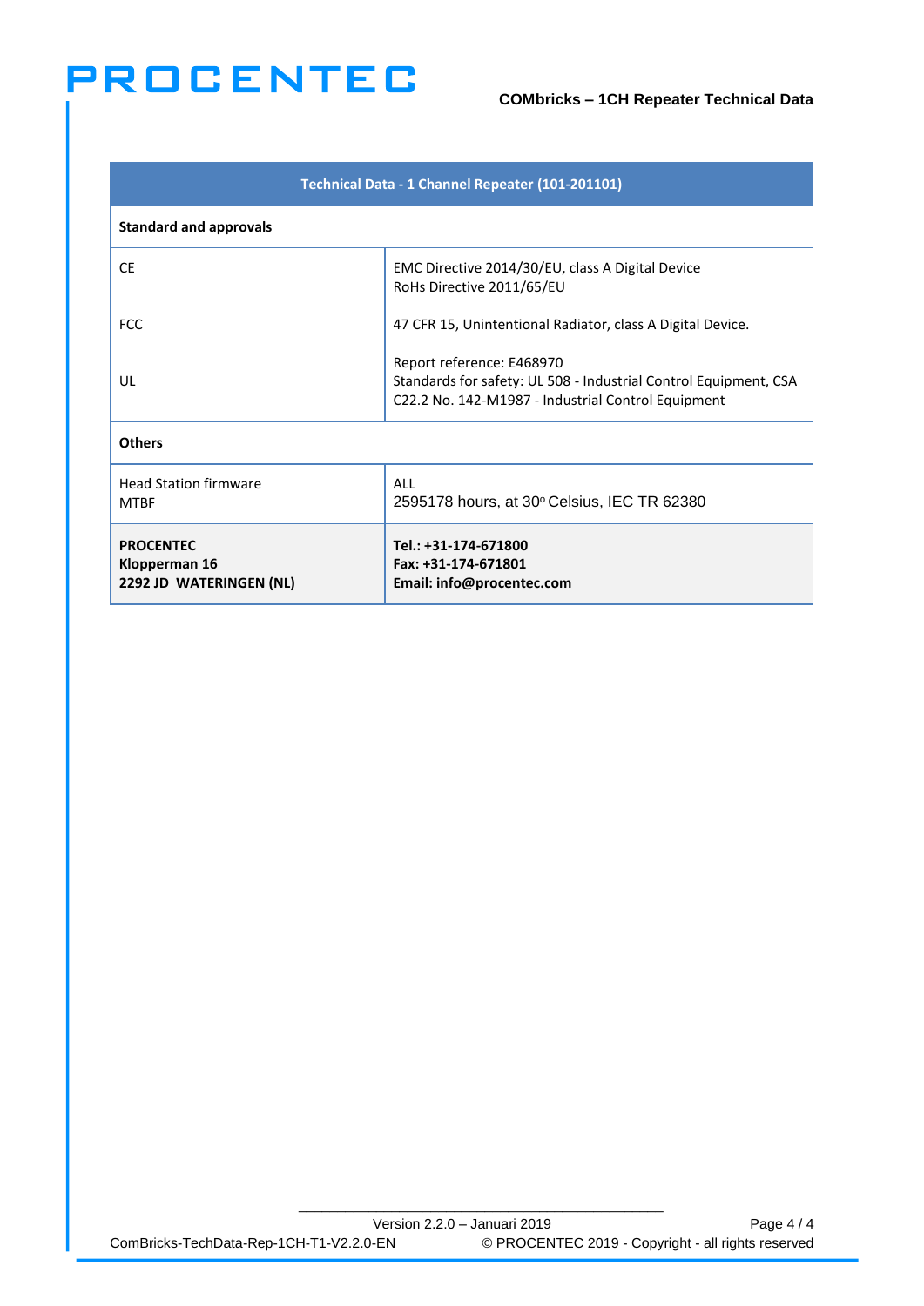| Technical Data - 1 Channel Repeater (101-201101) | |
|---|---|
| **Standard and approvals** | |
| CE | EMC Directive 2014/30/EU, class A Digital Device<br>RoHs Directive 2011/65/EU |
| FCC | 47 CFR 15, Unintentional Radiator, class A Digital Device. |
| UL | Report reference: E468970<br>Standards for safety: UL 508 - Industrial Control Equipment, CSA C22.2 No. 142-M1987 - Industrial Control Equipment |
| **Others** | |
| Head Station firmware<br>MTBF | ALL<br>2595178 hours, at 30° Celsius, IEC TR 62380 |
| **PROCENTEC**<br>**Klopperman 16**<br>**2292 JD WATERINGEN (NL)** | **Tel.: +31-174-671800**<br>**Fax: +31-174-671801**<br>**Email: info@procentec.com** |